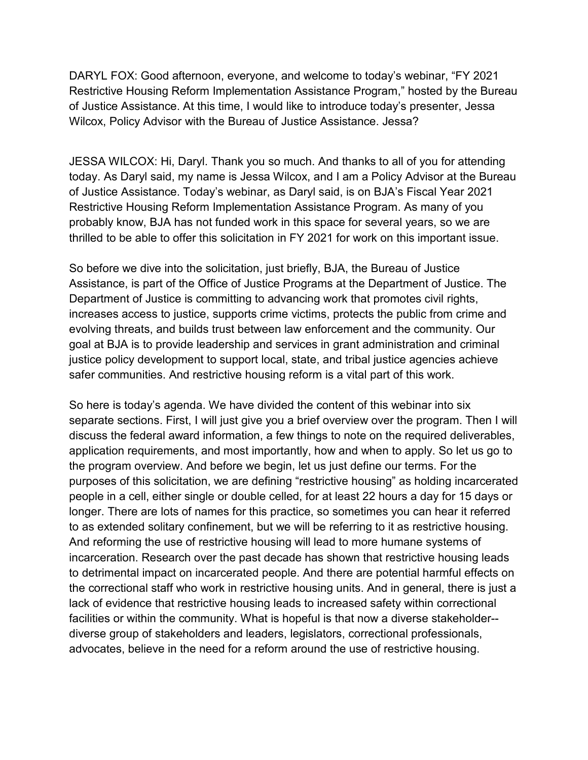DARYL FOX: Good afternoon, everyone, and welcome to today's webinar, "FY 2021 Restrictive Housing Reform Implementation Assistance Program," hosted by the Bureau of Justice Assistance. At this time, I would like to introduce today's presenter, Jessa Wilcox, Policy Advisor with the Bureau of Justice Assistance. Jessa?

JESSA WILCOX: Hi, Daryl. Thank you so much. And thanks to all of you for attending today. As Daryl said, my name is Jessa Wilcox, and I am a Policy Advisor at the Bureau of Justice Assistance. Today's webinar, as Daryl said, is on BJA's Fiscal Year 2021 Restrictive Housing Reform Implementation Assistance Program. As many of you probably know, BJA has not funded work in this space for several years, so we are thrilled to be able to offer this solicitation in FY 2021 for work on this important issue.

So before we dive into the solicitation, just briefly, BJA, the Bureau of Justice Assistance, is part of the Office of Justice Programs at the Department of Justice. The Department of Justice is committing to advancing work that promotes civil rights, increases access to justice, supports crime victims, protects the public from crime and evolving threats, and builds trust between law enforcement and the community. Our goal at BJA is to provide leadership and services in grant administration and criminal justice policy development to support local, state, and tribal justice agencies achieve safer communities. And restrictive housing reform is a vital part of this work.

So here is today's agenda. We have divided the content of this webinar into six separate sections. First, I will just give you a brief overview over the program. Then I will discuss the federal award information, a few things to note on the required deliverables, application requirements, and most importantly, how and when to apply. So let us go to the program overview. And before we begin, let us just define our terms. For the purposes of this solicitation, we are defining "restrictive housing" as holding incarcerated people in a cell, either single or double celled, for at least 22 hours a day for 15 days or longer. There are lots of names for this practice, so sometimes you can hear it referred to as extended solitary confinement, but we will be referring to it as restrictive housing. And reforming the use of restrictive housing will lead to more humane systems of incarceration. Research over the past decade has shown that restrictive housing leads to detrimental impact on incarcerated people. And there are potential harmful effects on the correctional staff who work in restrictive housing units. And in general, there is just a lack of evidence that restrictive housing leads to increased safety within correctional facilities or within the community. What is hopeful is that now a diverse stakeholder--diverse group of stakeholders and leaders, legislators, correctional professionals, advocates, believe in the need for a reform around the use of restrictive housing.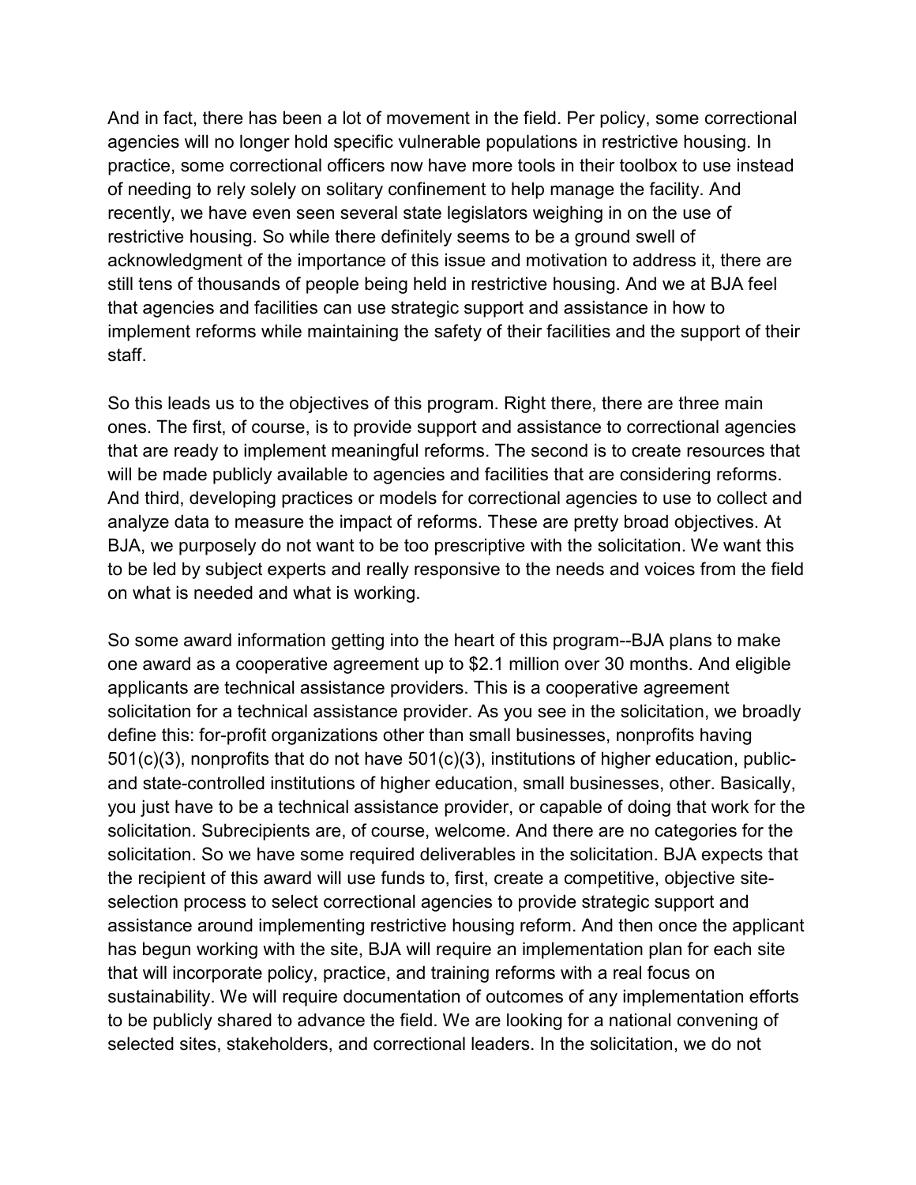And in fact, there has been a lot of movement in the field. Per policy, some correctional agencies will no longer hold specific vulnerable populations in restrictive housing. In practice, some correctional officers now have more tools in their toolbox to use instead of needing to rely solely on solitary confinement to help manage the facility. And recently, we have even seen several state legislators weighing in on the use of restrictive housing. So while there definitely seems to be a ground swell of acknowledgment of the importance of this issue and motivation to address it, there are still tens of thousands of people being held in restrictive housing. And we at BJA feel that agencies and facilities can use strategic support and assistance in how to implement reforms while maintaining the safety of their facilities and the support of their staff.

So this leads us to the objectives of this program. Right there, there are three main ones. The first, of course, is to provide support and assistance to correctional agencies that are ready to implement meaningful reforms. The second is to create resources that will be made publicly available to agencies and facilities that are considering reforms. And third, developing practices or models for correctional agencies to use to collect and analyze data to measure the impact of reforms. These are pretty broad objectives. At BJA, we purposely do not want to be too prescriptive with the solicitation. We want this to be led by subject experts and really responsive to the needs and voices from the field on what is needed and what is working.

So some award information getting into the heart of this program--BJA plans to make one award as a cooperative agreement up to $2.1 million over 30 months. And eligible applicants are technical assistance providers. This is a cooperative agreement solicitation for a technical assistance provider. As you see in the solicitation, we broadly define this: for-profit organizations other than small businesses, nonprofits having 501(c)(3), nonprofits that do not have 501(c)(3), institutions of higher education, public- and state-controlled institutions of higher education, small businesses, other. Basically, you just have to be a technical assistance provider, or capable of doing that work for the solicitation. Subrecipients are, of course, welcome. And there are no categories for the solicitation. So we have some required deliverables in the solicitation. BJA expects that the recipient of this award will use funds to, first, create a competitive, objective site-selection process to select correctional agencies to provide strategic support and assistance around implementing restrictive housing reform. And then once the applicant has begun working with the site, BJA will require an implementation plan for each site that will incorporate policy, practice, and training reforms with a real focus on sustainability. We will require documentation of outcomes of any implementation efforts to be publicly shared to advance the field. We are looking for a national convening of selected sites, stakeholders, and correctional leaders. In the solicitation, we do not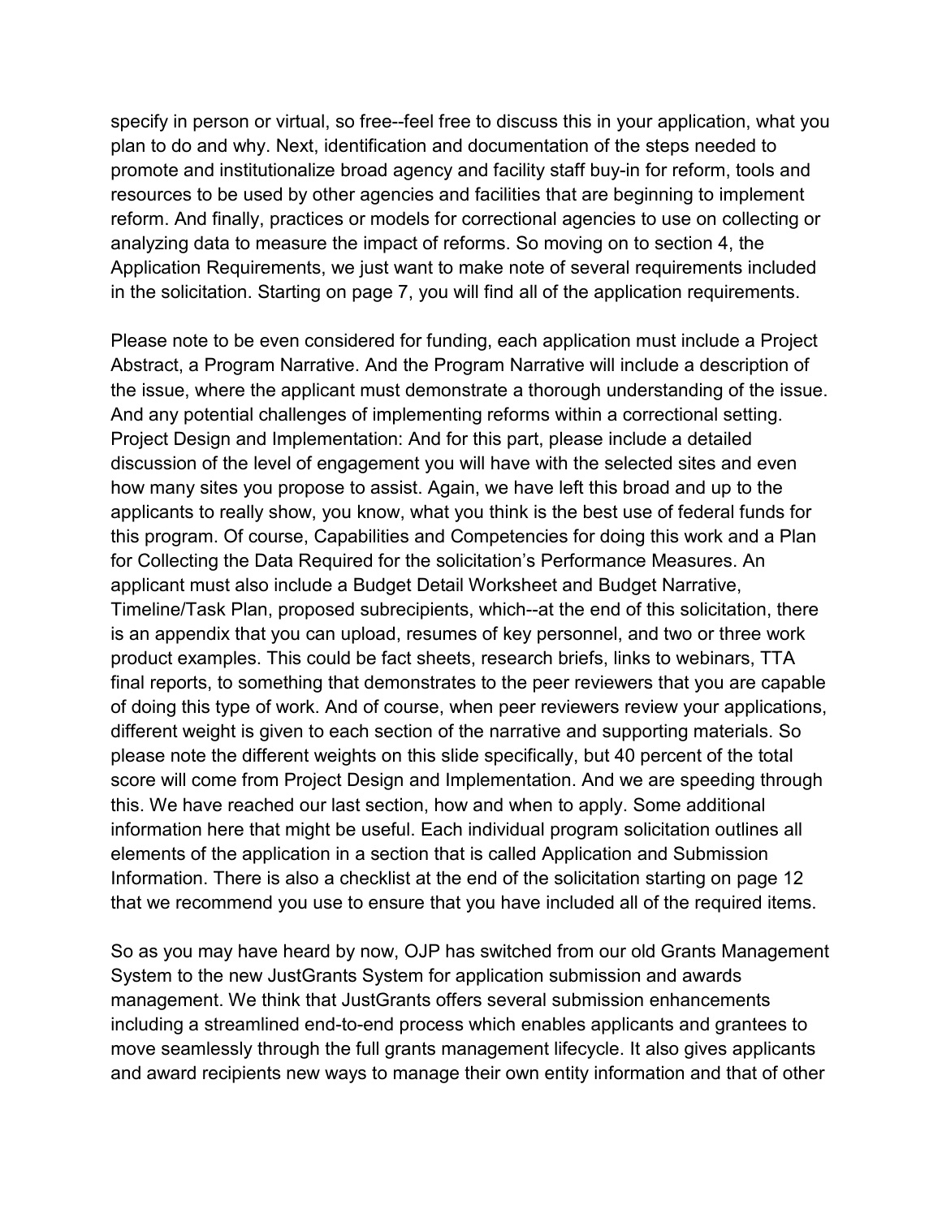specify in person or virtual, so free--feel free to discuss this in your application, what you plan to do and why. Next, identification and documentation of the steps needed to promote and institutionalize broad agency and facility staff buy-in for reform, tools and resources to be used by other agencies and facilities that are beginning to implement reform. And finally, practices or models for correctional agencies to use on collecting or analyzing data to measure the impact of reforms. So moving on to section 4, the Application Requirements, we just want to make note of several requirements included in the solicitation. Starting on page 7, you will find all of the application requirements.

Please note to be even considered for funding, each application must include a Project Abstract, a Program Narrative. And the Program Narrative will include a description of the issue, where the applicant must demonstrate a thorough understanding of the issue. And any potential challenges of implementing reforms within a correctional setting. Project Design and Implementation: And for this part, please include a detailed discussion of the level of engagement you will have with the selected sites and even how many sites you propose to assist. Again, we have left this broad and up to the applicants to really show, you know, what you think is the best use of federal funds for this program. Of course, Capabilities and Competencies for doing this work and a Plan for Collecting the Data Required for the solicitation's Performance Measures. An applicant must also include a Budget Detail Worksheet and Budget Narrative, Timeline/Task Plan, proposed subrecipients, which--at the end of this solicitation, there is an appendix that you can upload, resumes of key personnel, and two or three work product examples. This could be fact sheets, research briefs, links to webinars, TTA final reports, to something that demonstrates to the peer reviewers that you are capable of doing this type of work. And of course, when peer reviewers review your applications, different weight is given to each section of the narrative and supporting materials. So please note the different weights on this slide specifically, but 40 percent of the total score will come from Project Design and Implementation. And we are speeding through this. We have reached our last section, how and when to apply. Some additional information here that might be useful. Each individual program solicitation outlines all elements of the application in a section that is called Application and Submission Information. There is also a checklist at the end of the solicitation starting on page 12 that we recommend you use to ensure that you have included all of the required items.

So as you may have heard by now, OJP has switched from our old Grants Management System to the new JustGrants System for application submission and awards management. We think that JustGrants offers several submission enhancements including a streamlined end-to-end process which enables applicants and grantees to move seamlessly through the full grants management lifecycle. It also gives applicants and award recipients new ways to manage their own entity information and that of other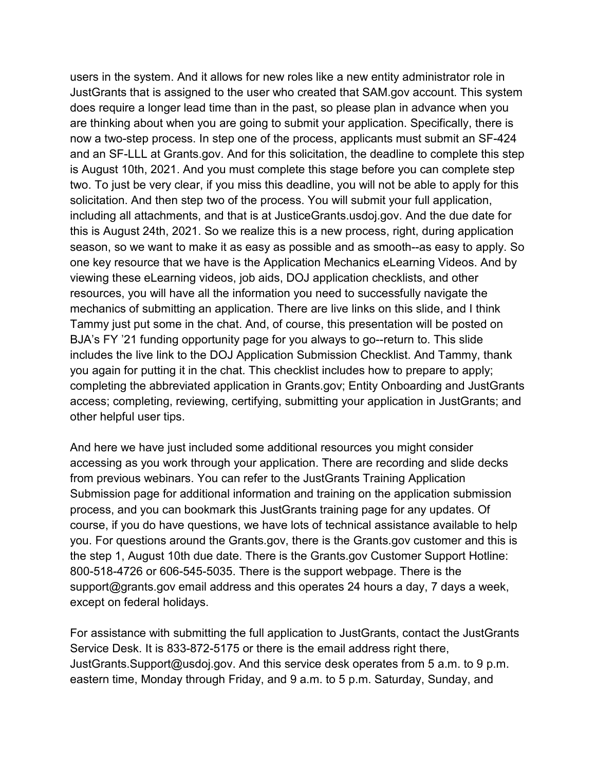users in the system. And it allows for new roles like a new entity administrator role in JustGrants that is assigned to the user who created that SAM.gov account. This system does require a longer lead time than in the past, so please plan in advance when you are thinking about when you are going to submit your application. Specifically, there is now a two-step process. In step one of the process, applicants must submit an SF-424 and an SF-LLL at Grants.gov. And for this solicitation, the deadline to complete this step is August 10th, 2021. And you must complete this stage before you can complete step two. To just be very clear, if you miss this deadline, you will not be able to apply for this solicitation. And then step two of the process. You will submit your full application, including all attachments, and that is at JusticeGrants.usdoj.gov. And the due date for this is August 24th, 2021. So we realize this is a new process, right, during application season, so we want to make it as easy as possible and as smooth--as easy to apply. So one key resource that we have is the Application Mechanics eLearning Videos. And by viewing these eLearning videos, job aids, DOJ application checklists, and other resources, you will have all the information you need to successfully navigate the mechanics of submitting an application. There are live links on this slide, and I think Tammy just put some in the chat. And, of course, this presentation will be posted on BJA's FY '21 funding opportunity page for you always to go--return to. This slide includes the live link to the DOJ Application Submission Checklist. And Tammy, thank you again for putting it in the chat. This checklist includes how to prepare to apply; completing the abbreviated application in Grants.gov; Entity Onboarding and JustGrants access; completing, reviewing, certifying, submitting your application in JustGrants; and other helpful user tips.

And here we have just included some additional resources you might consider accessing as you work through your application. There are recording and slide decks from previous webinars. You can refer to the JustGrants Training Application Submission page for additional information and training on the application submission process, and you can bookmark this JustGrants training page for any updates. Of course, if you do have questions, we have lots of technical assistance available to help you. For questions around the Grants.gov, there is the Grants.gov customer and this is the step 1, August 10th due date. There is the Grants.gov Customer Support Hotline: 800-518-4726 or 606-545-5035. There is the support webpage. There is the support@grants.gov email address and this operates 24 hours a day, 7 days a week, except on federal holidays.

For assistance with submitting the full application to JustGrants, contact the JustGrants Service Desk. It is 833-872-5175 or there is the email address right there, JustGrants.Support@usdoj.gov. And this service desk operates from 5 a.m. to 9 p.m. eastern time, Monday through Friday, and 9 a.m. to 5 p.m. Saturday, Sunday, and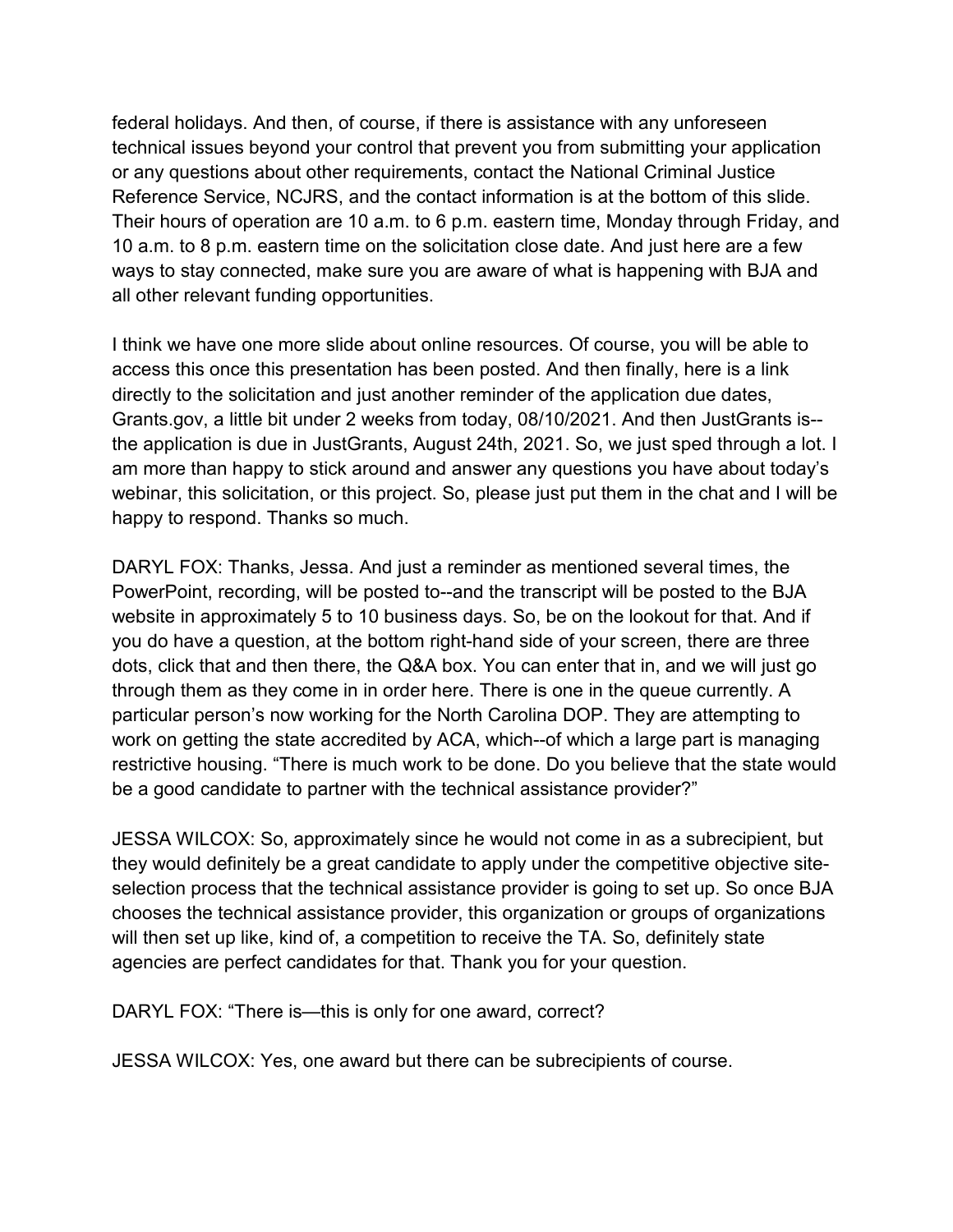federal holidays. And then, of course, if there is assistance with any unforeseen technical issues beyond your control that prevent you from submitting your application or any questions about other requirements, contact the National Criminal Justice Reference Service, NCJRS, and the contact information is at the bottom of this slide. Their hours of operation are 10 a.m. to 6 p.m. eastern time, Monday through Friday, and 10 a.m. to 8 p.m. eastern time on the solicitation close date. And just here are a few ways to stay connected, make sure you are aware of what is happening with BJA and all other relevant funding opportunities.

I think we have one more slide about online resources. Of course, you will be able to access this once this presentation has been posted. And then finally, here is a link directly to the solicitation and just another reminder of the application due dates, Grants.gov, a little bit under 2 weeks from today, 08/10/2021. And then JustGrants is--the application is due in JustGrants, August 24th, 2021. So, we just sped through a lot. I am more than happy to stick around and answer any questions you have about today's webinar, this solicitation, or this project. So, please just put them in the chat and I will be happy to respond. Thanks so much.

DARYL FOX: Thanks, Jessa. And just a reminder as mentioned several times, the PowerPoint, recording, will be posted to--and the transcript will be posted to the BJA website in approximately 5 to 10 business days. So, be on the lookout for that. And if you do have a question, at the bottom right-hand side of your screen, there are three dots, click that and then there, the Q&A box. You can enter that in, and we will just go through them as they come in in order here. There is one in the queue currently. A particular person's now working for the North Carolina DOP. They are attempting to work on getting the state accredited by ACA, which--of which a large part is managing restrictive housing. "There is much work to be done. Do you believe that the state would be a good candidate to partner with the technical assistance provider?"

JESSA WILCOX: So, approximately since he would not come in as a subrecipient, but they would definitely be a great candidate to apply under the competitive objective site-selection process that the technical assistance provider is going to set up. So once BJA chooses the technical assistance provider, this organization or groups of organizations will then set up like, kind of, a competition to receive the TA. So, definitely state agencies are perfect candidates for that. Thank you for your question.

DARYL FOX: "There is—this is only for one award, correct?

JESSA WILCOX: Yes, one award but there can be subrecipients of course.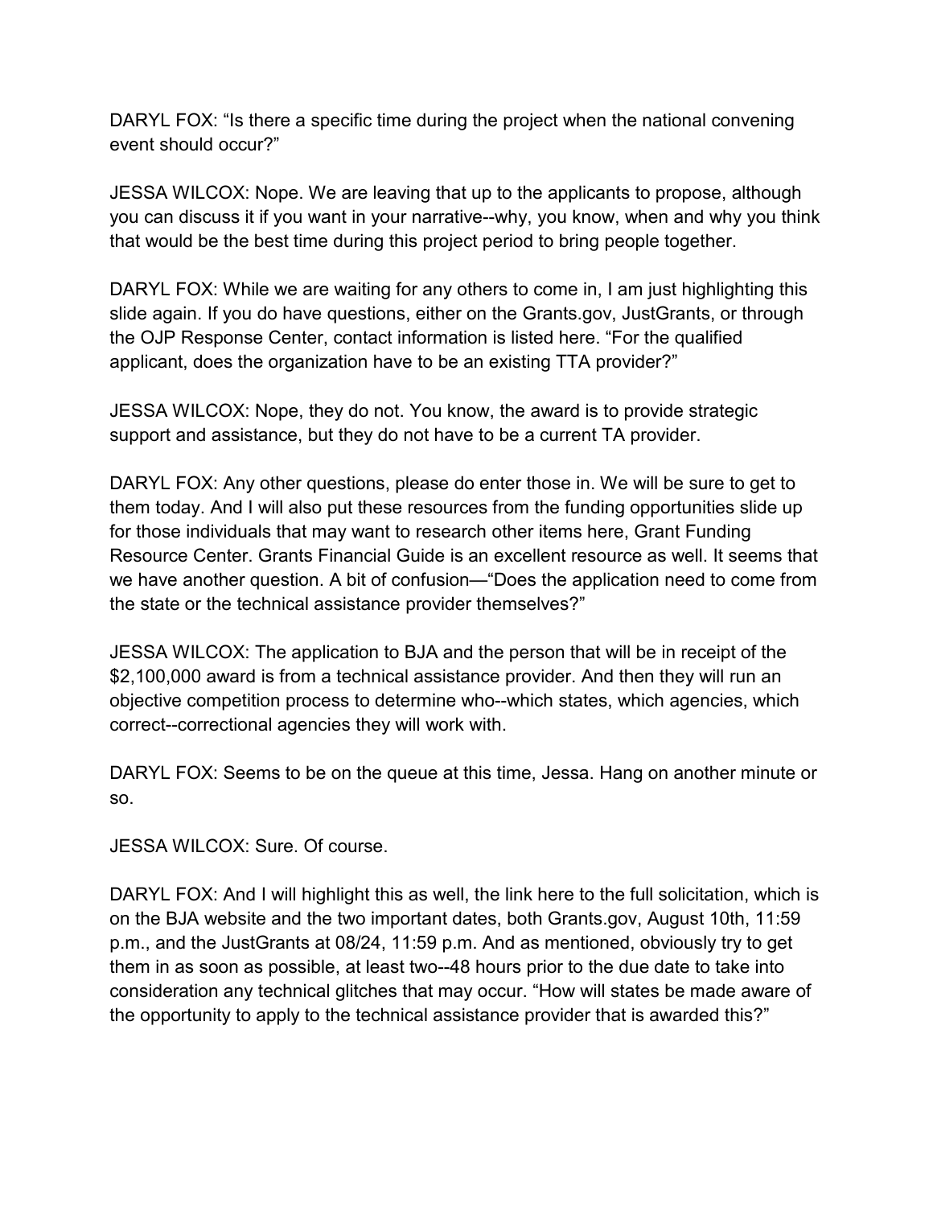DARYL FOX: "Is there a specific time during the project when the national convening event should occur?"

JESSA WILCOX: Nope. We are leaving that up to the applicants to propose, although you can discuss it if you want in your narrative--why, you know, when and why you think that would be the best time during this project period to bring people together.

DARYL FOX: While we are waiting for any others to come in, I am just highlighting this slide again. If you do have questions, either on the Grants.gov, JustGrants, or through the OJP Response Center, contact information is listed here. "For the qualified applicant, does the organization have to be an existing TTA provider?"

JESSA WILCOX: Nope, they do not. You know, the award is to provide strategic support and assistance, but they do not have to be a current TA provider.

DARYL FOX: Any other questions, please do enter those in. We will be sure to get to them today. And I will also put these resources from the funding opportunities slide up for those individuals that may want to research other items here, Grant Funding Resource Center. Grants Financial Guide is an excellent resource as well. It seems that we have another question. A bit of confusion—"Does the application need to come from the state or the technical assistance provider themselves?"

JESSA WILCOX: The application to BJA and the person that will be in receipt of the $2,100,000 award is from a technical assistance provider. And then they will run an objective competition process to determine who--which states, which agencies, which correct--correctional agencies they will work with.

DARYL FOX: Seems to be on the queue at this time, Jessa. Hang on another minute or so.

JESSA WILCOX: Sure. Of course.

DARYL FOX: And I will highlight this as well, the link here to the full solicitation, which is on the BJA website and the two important dates, both Grants.gov, August 10th, 11:59 p.m., and the JustGrants at 08/24, 11:59 p.m. And as mentioned, obviously try to get them in as soon as possible, at least two--48 hours prior to the due date to take into consideration any technical glitches that may occur. "How will states be made aware of the opportunity to apply to the technical assistance provider that is awarded this?"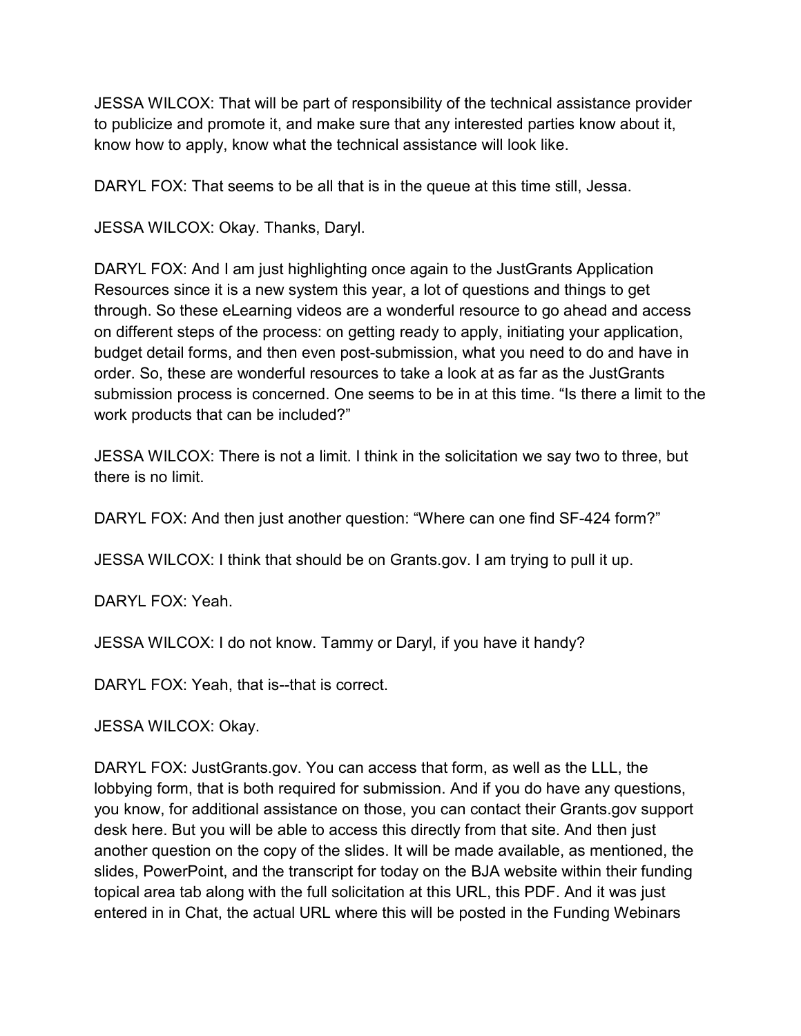JESSA WILCOX: That will be part of responsibility of the technical assistance provider to publicize and promote it, and make sure that any interested parties know about it, know how to apply, know what the technical assistance will look like.

DARYL FOX: That seems to be all that is in the queue at this time still, Jessa.

JESSA WILCOX: Okay. Thanks, Daryl.

DARYL FOX: And I am just highlighting once again to the JustGrants Application Resources since it is a new system this year, a lot of questions and things to get through. So these eLearning videos are a wonderful resource to go ahead and access on different steps of the process: on getting ready to apply, initiating your application, budget detail forms, and then even post-submission, what you need to do and have in order. So, these are wonderful resources to take a look at as far as the JustGrants submission process is concerned. One seems to be in at this time. "Is there a limit to the work products that can be included?"

JESSA WILCOX: There is not a limit. I think in the solicitation we say two to three, but there is no limit.

DARYL FOX: And then just another question: "Where can one find SF-424 form?"

JESSA WILCOX: I think that should be on Grants.gov. I am trying to pull it up.

DARYL FOX: Yeah.

JESSA WILCOX: I do not know. Tammy or Daryl, if you have it handy?

DARYL FOX: Yeah, that is--that is correct.

JESSA WILCOX: Okay.

DARYL FOX: JustGrants.gov. You can access that form, as well as the LLL, the lobbying form, that is both required for submission. And if you do have any questions, you know, for additional assistance on those, you can contact their Grants.gov support desk here. But you will be able to access this directly from that site. And then just another question on the copy of the slides. It will be made available, as mentioned, the slides, PowerPoint, and the transcript for today on the BJA website within their funding topical area tab along with the full solicitation at this URL, this PDF. And it was just entered in in Chat, the actual URL where this will be posted in the Funding Webinars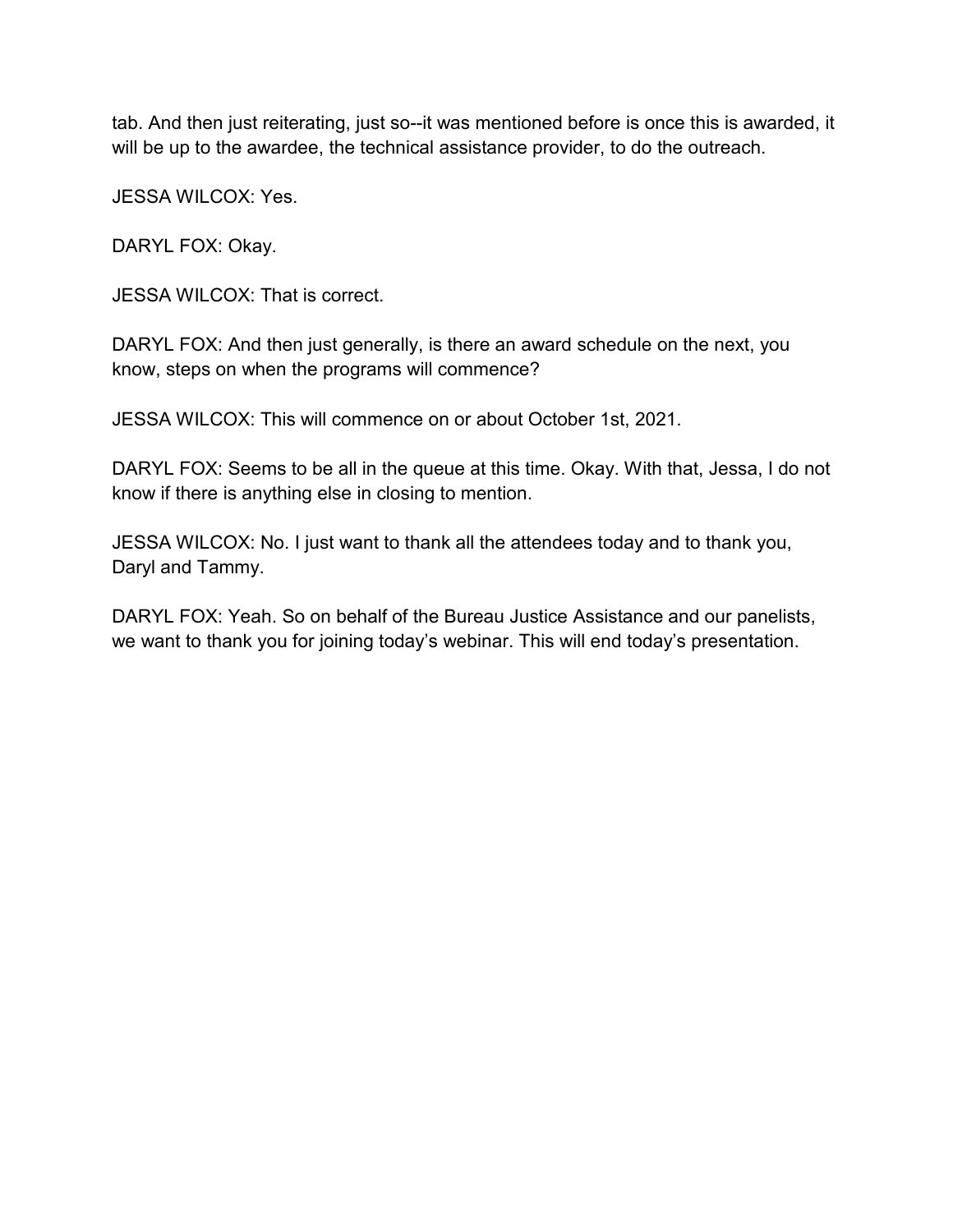tab. And then just reiterating, just so--it was mentioned before is once this is awarded, it will be up to the awardee, the technical assistance provider, to do the outreach.

JESSA WILCOX: Yes.

DARYL FOX: Okay.

JESSA WILCOX: That is correct.

DARYL FOX: And then just generally, is there an award schedule on the next, you know, steps on when the programs will commence?

JESSA WILCOX: This will commence on or about October 1st, 2021.

DARYL FOX: Seems to be all in the queue at this time. Okay. With that, Jessa, I do not know if there is anything else in closing to mention.

JESSA WILCOX: No. I just want to thank all the attendees today and to thank you, Daryl and Tammy.

DARYL FOX: Yeah. So on behalf of the Bureau Justice Assistance and our panelists, we want to thank you for joining today's webinar. This will end today's presentation.